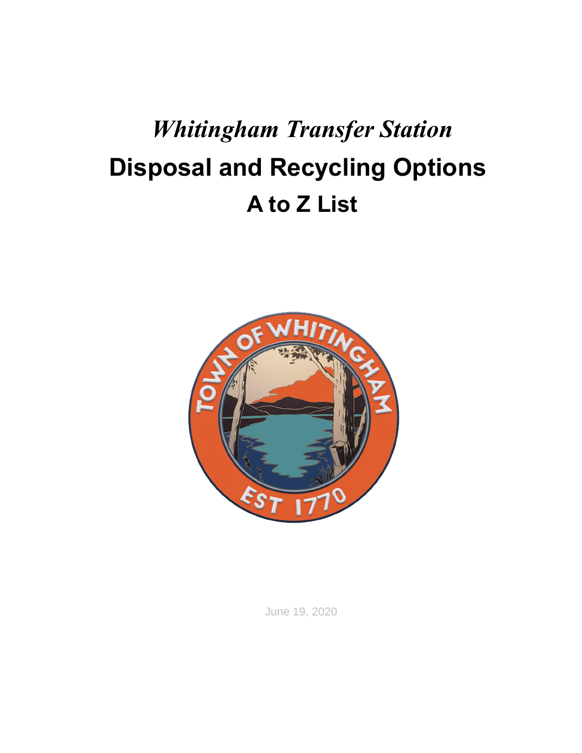# *Whitingham Transfer Station*

# Disposal and Recycling Options

## A to Z List

June 19, 2020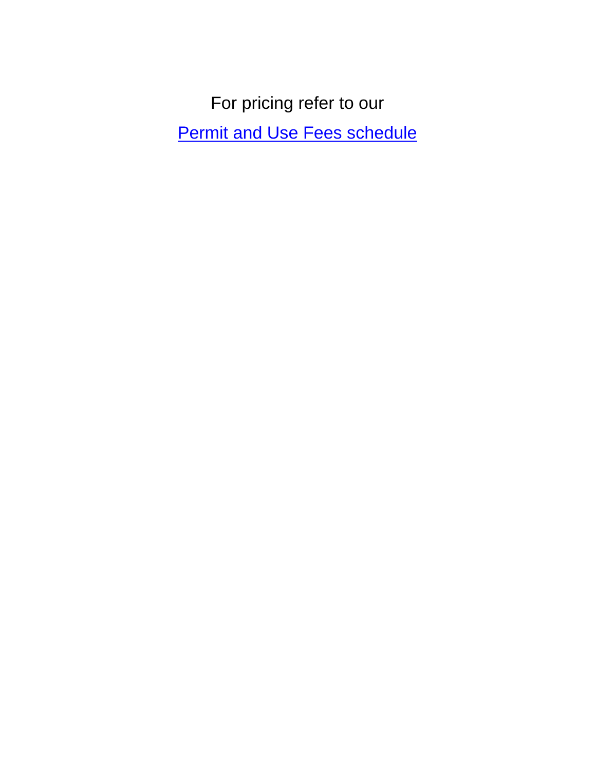For pricing refer to our

Permit and Use Fees schedule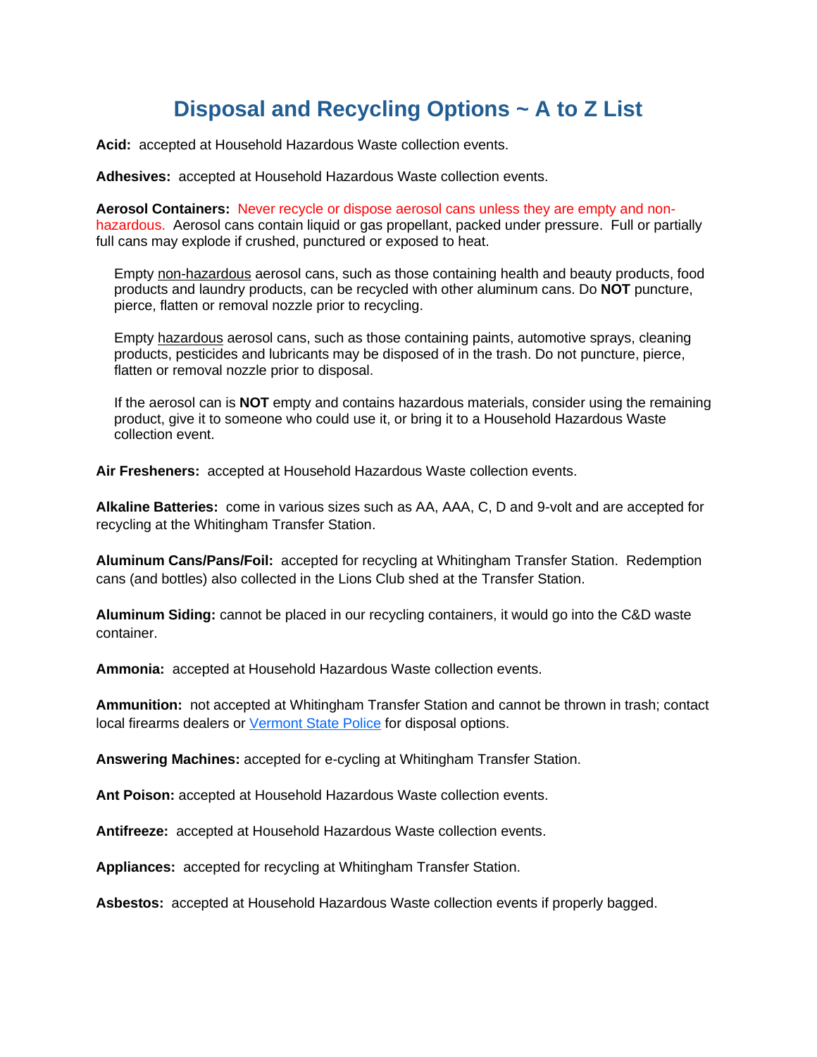# Disposal and Recycling Options ~ A to Z List

**Acid:** accepted at Household Hazardous Waste collection events.

**Adhesives:** accepted at Household Hazardous Waste collection events.

**Aerosol Containers:** Never recycle or dispose aerosol cans unless they are empty and non-hazardous. Aerosol cans contain liquid or gas propellant, packed under pressure. Full or partially full cans may explode if crushed, punctured or exposed to heat.

Empty non-hazardous aerosol cans, such as those containing health and beauty products, food products and laundry products, can be recycled with other aluminum cans. Do **NOT** puncture, pierce, flatten or removal nozzle prior to recycling.

Empty hazardous aerosol cans, such as those containing paints, automotive sprays, cleaning products, pesticides and lubricants may be disposed of in the trash. Do not puncture, pierce, flatten or removal nozzle prior to disposal.

If the aerosol can is **NOT** empty and contains hazardous materials, consider using the remaining product, give it to someone who could use it, or bring it to a Household Hazardous Waste collection event.

**Air Fresheners:** accepted at Household Hazardous Waste collection events.

**Alkaline Batteries:** come in various sizes such as AA, AAA, C, D and 9-volt and are accepted for recycling at the Whitingham Transfer Station.

**Aluminum Cans/Pans/Foil:** accepted for recycling at Whitingham Transfer Station. Redemption cans (and bottles) also collected in the Lions Club shed at the Transfer Station.

**Aluminum Siding:** cannot be placed in our recycling containers, it would go into the C&D waste container.

**Ammonia:** accepted at Household Hazardous Waste collection events.

**Ammunition:** not accepted at Whitingham Transfer Station and cannot be thrown in trash; contact local firearms dealers or Vermont State Police for disposal options.

**Answering Machines:** accepted for e-cycling at Whitingham Transfer Station.

**Ant Poison:** accepted at Household Hazardous Waste collection events.

**Antifreeze:** accepted at Household Hazardous Waste collection events.

**Appliances:** accepted for recycling at Whitingham Transfer Station.

**Asbestos:** accepted at Household Hazardous Waste collection events if properly bagged.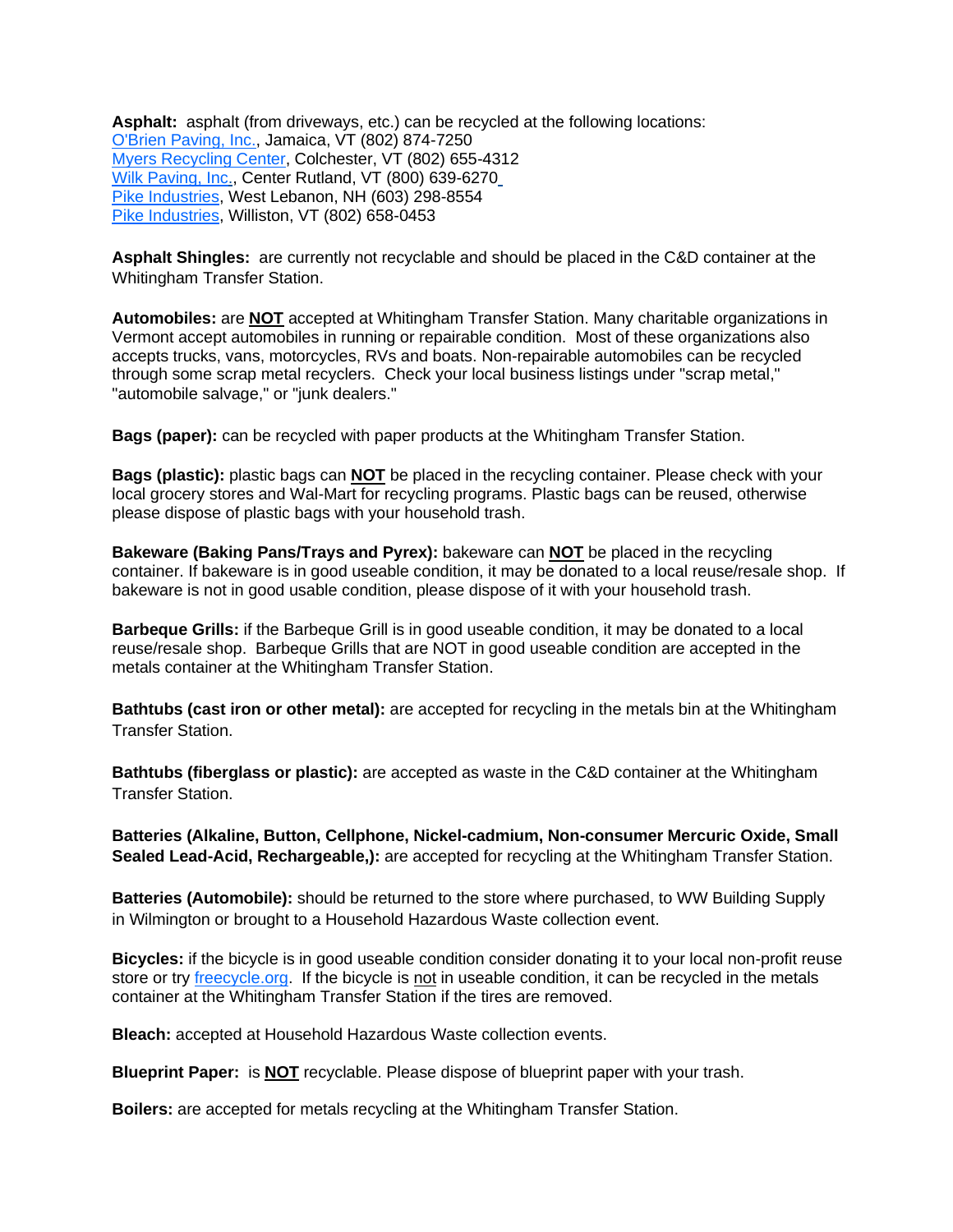**Asphalt:** asphalt (from driveways, etc.) can be recycled at the following locations:
[O'Brien Paving, Inc.](), Jamaica, VT (802) 874-7250
[Myers Recycling Center](), Colchester, VT (802) 655-4312
[Wilk Paving, Inc.](), Center Rutland, VT (800) 639-6270
[Pike Industries](), West Lebanon, NH (603) 298-8554
[Pike Industries](), Williston, VT (802) 658-0453

**Asphalt Shingles:** are currently not recyclable and should be placed in the C&D container at the Whitingham Transfer Station.

**Automobiles:** are **NOT** accepted at Whitingham Transfer Station. Many charitable organizations in Vermont accept automobiles in running or repairable condition. Most of these organizations also accepts trucks, vans, motorcycles, RVs and boats. Non-repairable automobiles can be recycled through some scrap metal recyclers. Check your local business listings under "scrap metal," "automobile salvage," or "junk dealers."

**Bags (paper):** can be recycled with paper products at the Whitingham Transfer Station.

**Bags (plastic):** plastic bags can **NOT** be placed in the recycling container. Please check with your local grocery stores and Wal-Mart for recycling programs. Plastic bags can be reused, otherwise please dispose of plastic bags with your household trash.

**Bakeware (Baking Pans/Trays and Pyrex):** bakeware can **NOT** be placed in the recycling container. If bakeware is in good useable condition, it may be donated to a local reuse/resale shop. If bakeware is not in good usable condition, please dispose of it with your household trash.

**Barbeque Grills:** if the Barbeque Grill is in good useable condition, it may be donated to a local reuse/resale shop. Barbeque Grills that are NOT in good useable condition are accepted in the metals container at the Whitingham Transfer Station.

**Bathtubs (cast iron or other metal):** are accepted for recycling in the metals bin at the Whitingham Transfer Station.

**Bathtubs (fiberglass or plastic):** are accepted as waste in the C&D container at the Whitingham Transfer Station.

**Batteries (Alkaline, Button, Cellphone, Nickel-cadmium, Non-consumer Mercuric Oxide, Small Sealed Lead-Acid, Rechargeable,):** are accepted for recycling at the Whitingham Transfer Station.

**Batteries (Automobile):** should be returned to the store where purchased, to WW Building Supply in Wilmington or brought to a Household Hazardous Waste collection event.

**Bicycles:** if the bicycle is in good useable condition consider donating it to your local non-profit reuse store or try [freecycle.org](). If the bicycle is not in useable condition, it can be recycled in the metals container at the Whitingham Transfer Station if the tires are removed.

**Bleach:** accepted at Household Hazardous Waste collection events.

**Blueprint Paper:** is **NOT** recyclable. Please dispose of blueprint paper with your trash.

**Boilers:** are accepted for metals recycling at the Whitingham Transfer Station.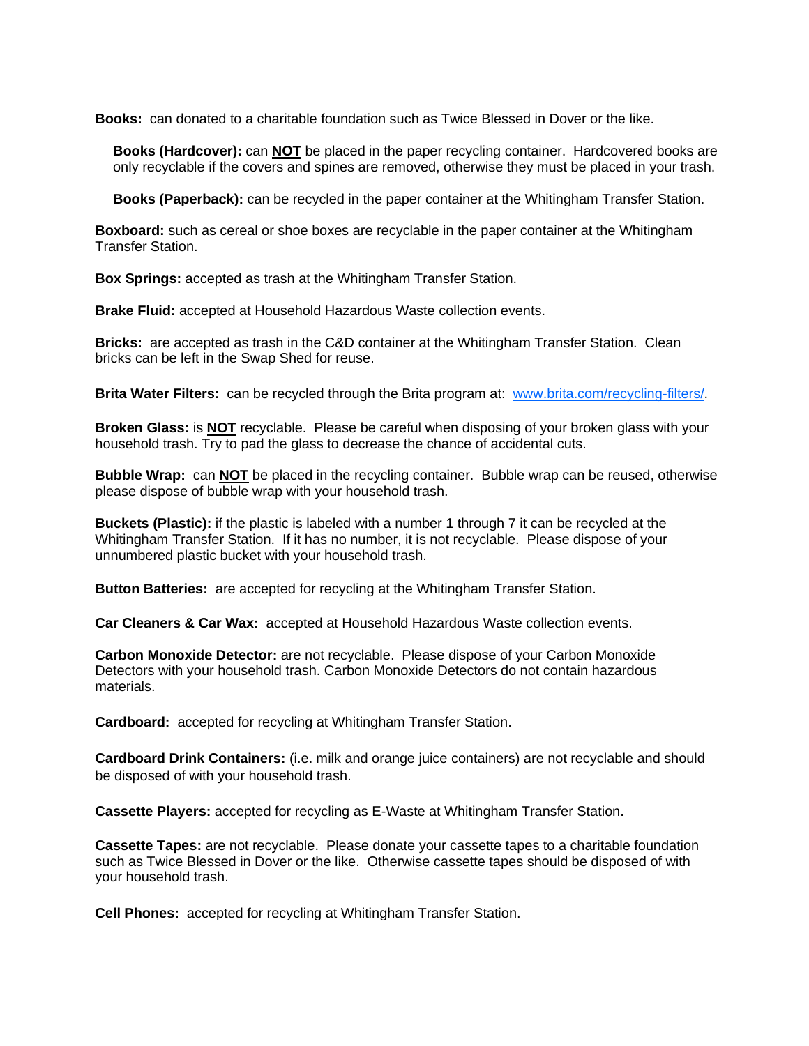**Books:** can donated to a charitable foundation such as Twice Blessed in Dover or the like.

**Books (Hardcover):** can **NOT** be placed in the paper recycling container. Hardcovered books are only recyclable if the covers and spines are removed, otherwise they must be placed in your trash.

**Books (Paperback):** can be recycled in the paper container at the Whitingham Transfer Station.

**Boxboard:** such as cereal or shoe boxes are recyclable in the paper container at the Whitingham Transfer Station.

**Box Springs:** accepted as trash at the Whitingham Transfer Station.

**Brake Fluid:** accepted at Household Hazardous Waste collection events.

**Bricks:** are accepted as trash in the C&D container at the Whitingham Transfer Station. Clean bricks can be left in the Swap Shed for reuse.

**Brita Water Filters:** can be recycled through the Brita program at: [www.brita.com/recycling-filters/](www.brita.com/recycling-filters/).

**Broken Glass:** is **NOT** recyclable. Please be careful when disposing of your broken glass with your household trash. Try to pad the glass to decrease the chance of accidental cuts.

**Bubble Wrap:** can **NOT** be placed in the recycling container. Bubble wrap can be reused, otherwise please dispose of bubble wrap with your household trash.

**Buckets (Plastic):** if the plastic is labeled with a number 1 through 7 it can be recycled at the Whitingham Transfer Station. If it has no number, it is not recyclable. Please dispose of your unnumbered plastic bucket with your household trash.

**Button Batteries:** are accepted for recycling at the Whitingham Transfer Station.

**Car Cleaners & Car Wax:** accepted at Household Hazardous Waste collection events.

**Carbon Monoxide Detector:** are not recyclable. Please dispose of your Carbon Monoxide Detectors with your household trash. Carbon Monoxide Detectors do not contain hazardous materials.

**Cardboard:** accepted for recycling at Whitingham Transfer Station.

**Cardboard Drink Containers:** (i.e. milk and orange juice containers) are not recyclable and should be disposed of with your household trash.

**Cassette Players:** accepted for recycling as E-Waste at Whitingham Transfer Station.

**Cassette Tapes:** are not recyclable. Please donate your cassette tapes to a charitable foundation such as Twice Blessed in Dover or the like. Otherwise cassette tapes should be disposed of with your household trash.

**Cell Phones:** accepted for recycling at Whitingham Transfer Station.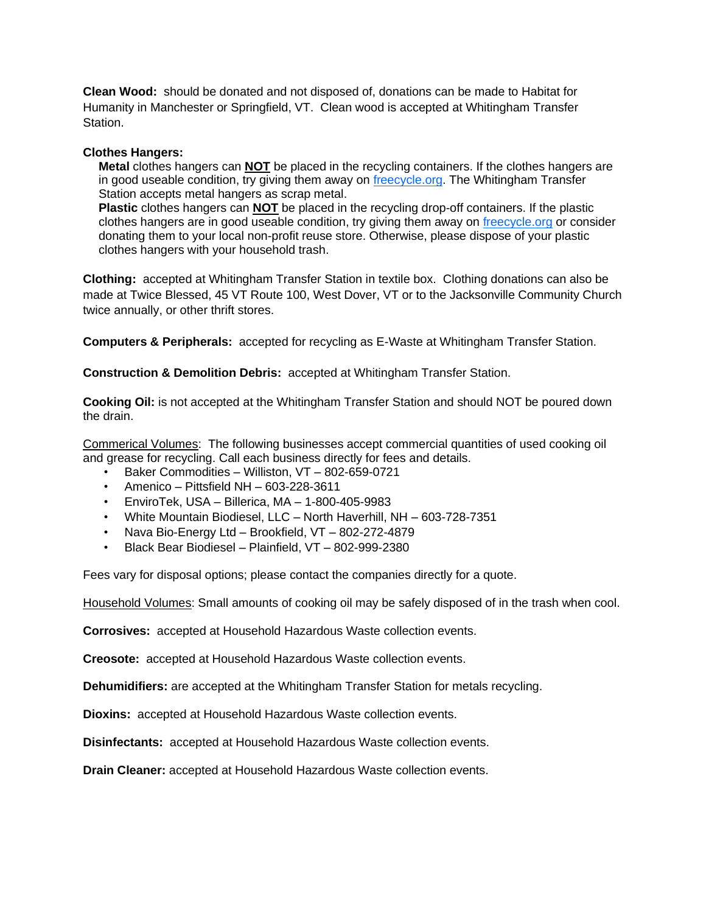**Clean Wood:** should be donated and not disposed of, donations can be made to Habitat for Humanity in Manchester or Springfield, VT. Clean wood is accepted at Whitingham Transfer Station.

**Clothes Hangers:**

**Metal** clothes hangers can **NOT** be placed in the recycling containers. If the clothes hangers are in good useable condition, try giving them away on [freecycle.org](freecycle.org). The Whitingham Transfer Station accepts metal hangers as scrap metal.

**Plastic** clothes hangers can **NOT** be placed in the recycling drop-off containers. If the plastic clothes hangers are in good useable condition, try giving them away on [freecycle.org](freecycle.org) or consider donating them to your local non-profit reuse store. Otherwise, please dispose of your plastic clothes hangers with your household trash.

**Clothing:** accepted at Whitingham Transfer Station in textile box. Clothing donations can also be made at Twice Blessed, 45 VT Route 100, West Dover, VT or to the Jacksonville Community Church twice annually, or other thrift stores.

**Computers & Peripherals:** accepted for recycling as E-Waste at Whitingham Transfer Station.

**Construction & Demolition Debris:** accepted at Whitingham Transfer Station.

**Cooking Oil:** is not accepted at the Whitingham Transfer Station and should NOT be poured down the drain.

Commerical Volumes: The following businesses accept commercial quantities of used cooking oil and grease for recycling. Call each business directly for fees and details.

- Baker Commodities – Williston, VT – 802-659-0721
- Amenico – Pittsfield NH – 603-228-3611
- EnviroTek, USA – Billerica, MA – 1-800-405-9983
- White Mountain Biodiesel, LLC – North Haverhill, NH – 603-728-7351
- Nava Bio-Energy Ltd – Brookfield, VT – 802-272-4879
- Black Bear Biodiesel – Plainfield, VT – 802-999-2380

Fees vary for disposal options; please contact the companies directly for a quote.

Household Volumes: Small amounts of cooking oil may be safely disposed of in the trash when cool.

**Corrosives:** accepted at Household Hazardous Waste collection events.

**Creosote:** accepted at Household Hazardous Waste collection events.

**Dehumidifiers:** are accepted at the Whitingham Transfer Station for metals recycling.

**Dioxins:** accepted at Household Hazardous Waste collection events.

**Disinfectants:** accepted at Household Hazardous Waste collection events.

**Drain Cleaner:** accepted at Household Hazardous Waste collection events.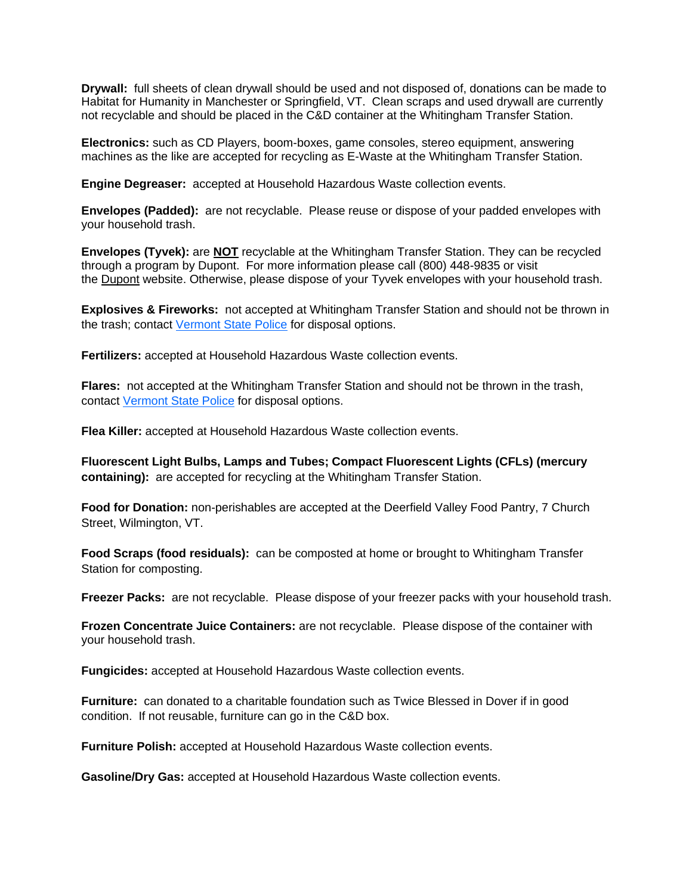**Drywall:** full sheets of clean drywall should be used and not disposed of, donations can be made to Habitat for Humanity in Manchester or Springfield, VT. Clean scraps and used drywall are currently not recyclable and should be placed in the C&D container at the Whitingham Transfer Station.

**Electronics:** such as CD Players, boom-boxes, game consoles, stereo equipment, answering machines as the like are accepted for recycling as E-Waste at the Whitingham Transfer Station.

**Engine Degreaser:** accepted at Household Hazardous Waste collection events.

**Envelopes (Padded):** are not recyclable. Please reuse or dispose of your padded envelopes with your household trash.

**Envelopes (Tyvek):** are **NOT** recyclable at the Whitingham Transfer Station. They can be recycled through a program by Dupont. For more information please call (800) 448-9835 or visit the Dupont website. Otherwise, please dispose of your Tyvek envelopes with your household trash.

**Explosives & Fireworks:** not accepted at Whitingham Transfer Station and should not be thrown in the trash; contact Vermont State Police for disposal options.

**Fertilizers:** accepted at Household Hazardous Waste collection events.

**Flares:** not accepted at the Whitingham Transfer Station and should not be thrown in the trash, contact Vermont State Police for disposal options.

**Flea Killer:** accepted at Household Hazardous Waste collection events.

**Fluorescent Light Bulbs, Lamps and Tubes; Compact Fluorescent Lights (CFLs) (mercury containing):** are accepted for recycling at the Whitingham Transfer Station.

**Food for Donation:** non-perishables are accepted at the Deerfield Valley Food Pantry, 7 Church Street, Wilmington, VT.

**Food Scraps (food residuals):** can be composted at home or brought to Whitingham Transfer Station for composting.

**Freezer Packs:** are not recyclable. Please dispose of your freezer packs with your household trash.

**Frozen Concentrate Juice Containers:** are not recyclable. Please dispose of the container with your household trash.

**Fungicides:** accepted at Household Hazardous Waste collection events.

**Furniture:** can donated to a charitable foundation such as Twice Blessed in Dover if in good condition. If not reusable, furniture can go in the C&D box.

**Furniture Polish:** accepted at Household Hazardous Waste collection events.

**Gasoline/Dry Gas:** accepted at Household Hazardous Waste collection events.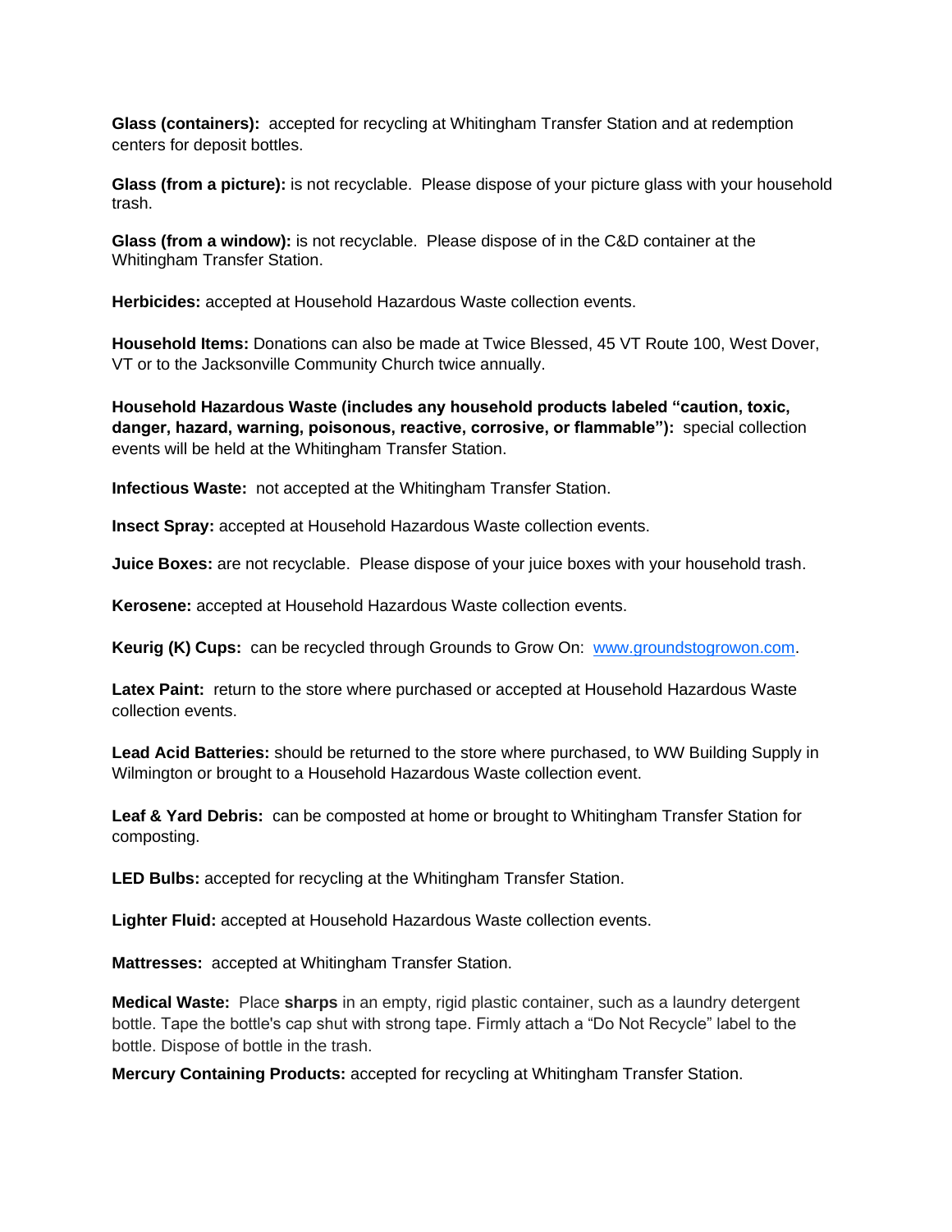**Glass (containers):** accepted for recycling at Whitingham Transfer Station and at redemption centers for deposit bottles.

**Glass (from a picture):** is not recyclable. Please dispose of your picture glass with your household trash.

**Glass (from a window):** is not recyclable. Please dispose of in the C&D container at the Whitingham Transfer Station.

**Herbicides:** accepted at Household Hazardous Waste collection events.

**Household Items:** Donations can also be made at Twice Blessed, 45 VT Route 100, West Dover, VT or to the Jacksonville Community Church twice annually.

**Household Hazardous Waste (includes any household products labeled "caution, toxic, danger, hazard, warning, poisonous, reactive, corrosive, or flammable"):** special collection events will be held at the Whitingham Transfer Station.

**Infectious Waste:** not accepted at the Whitingham Transfer Station.

**Insect Spray:** accepted at Household Hazardous Waste collection events.

**Juice Boxes:** are not recyclable. Please dispose of your juice boxes with your household trash.

**Kerosene:** accepted at Household Hazardous Waste collection events.

**Keurig (K) Cups:** can be recycled through Grounds to Grow On: [www.groundstogrowon.com](http://www.groundstogrowon.com).

**Latex Paint:** return to the store where purchased or accepted at Household Hazardous Waste collection events.

**Lead Acid Batteries:** should be returned to the store where purchased, to WW Building Supply in Wilmington or brought to a Household Hazardous Waste collection event.

**Leaf & Yard Debris:** can be composted at home or brought to Whitingham Transfer Station for composting.

**LED Bulbs:** accepted for recycling at the Whitingham Transfer Station.

**Lighter Fluid:** accepted at Household Hazardous Waste collection events.

**Mattresses:** accepted at Whitingham Transfer Station.

**Medical Waste:** Place **sharps** in an empty, rigid plastic container, such as a laundry detergent bottle. Tape the bottle's cap shut with strong tape. Firmly attach a "Do Not Recycle" label to the bottle. Dispose of bottle in the trash.

**Mercury Containing Products:** accepted for recycling at Whitingham Transfer Station.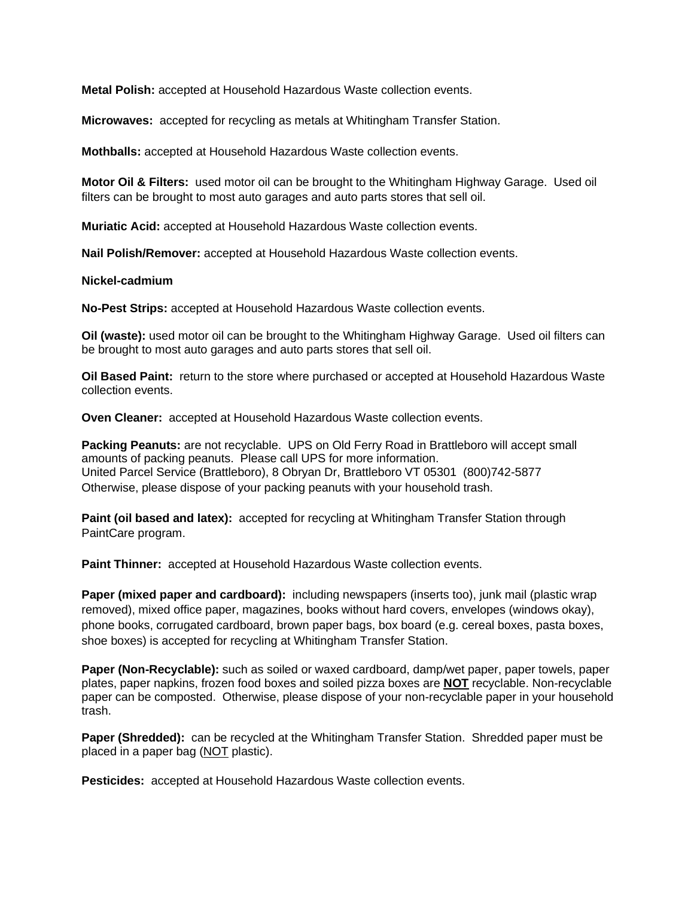**Metal Polish:** accepted at Household Hazardous Waste collection events.

**Microwaves:** accepted for recycling as metals at Whitingham Transfer Station.

**Mothballs:** accepted at Household Hazardous Waste collection events.

**Motor Oil & Filters:** used motor oil can be brought to the Whitingham Highway Garage. Used oil filters can be brought to most auto garages and auto parts stores that sell oil.

**Muriatic Acid:** accepted at Household Hazardous Waste collection events.

**Nail Polish/Remover:** accepted at Household Hazardous Waste collection events.

**Nickel-cadmium**

**No-Pest Strips:** accepted at Household Hazardous Waste collection events.

**Oil (waste):** used motor oil can be brought to the Whitingham Highway Garage. Used oil filters can be brought to most auto garages and auto parts stores that sell oil.

**Oil Based Paint:** return to the store where purchased or accepted at Household Hazardous Waste collection events.

**Oven Cleaner:** accepted at Household Hazardous Waste collection events.

**Packing Peanuts:** are not recyclable. UPS on Old Ferry Road in Brattleboro will accept small amounts of packing peanuts. Please call UPS for more information.
United Parcel Service (Brattleboro), 8 Obryan Dr, Brattleboro VT 05301 (800)742-5877
Otherwise, please dispose of your packing peanuts with your household trash.

**Paint (oil based and latex):** accepted for recycling at Whitingham Transfer Station through PaintCare program.

**Paint Thinner:** accepted at Household Hazardous Waste collection events.

**Paper (mixed paper and cardboard):** including newspapers (inserts too), junk mail (plastic wrap removed), mixed office paper, magazines, books without hard covers, envelopes (windows okay), phone books, corrugated cardboard, brown paper bags, box board (e.g. cereal boxes, pasta boxes, shoe boxes) is accepted for recycling at Whitingham Transfer Station.

**Paper (Non-Recyclable):** such as soiled or waxed cardboard, damp/wet paper, paper towels, paper plates, paper napkins, frozen food boxes and soiled pizza boxes are **<u>NOT</u>** recyclable. Non-recyclable paper can be composted. Otherwise, please dispose of your non-recyclable paper in your household trash.

**Paper (Shredded):** can be recycled at the Whitingham Transfer Station. Shredded paper must be placed in a paper bag (<u>NOT</u> plastic).

**Pesticides:** accepted at Household Hazardous Waste collection events.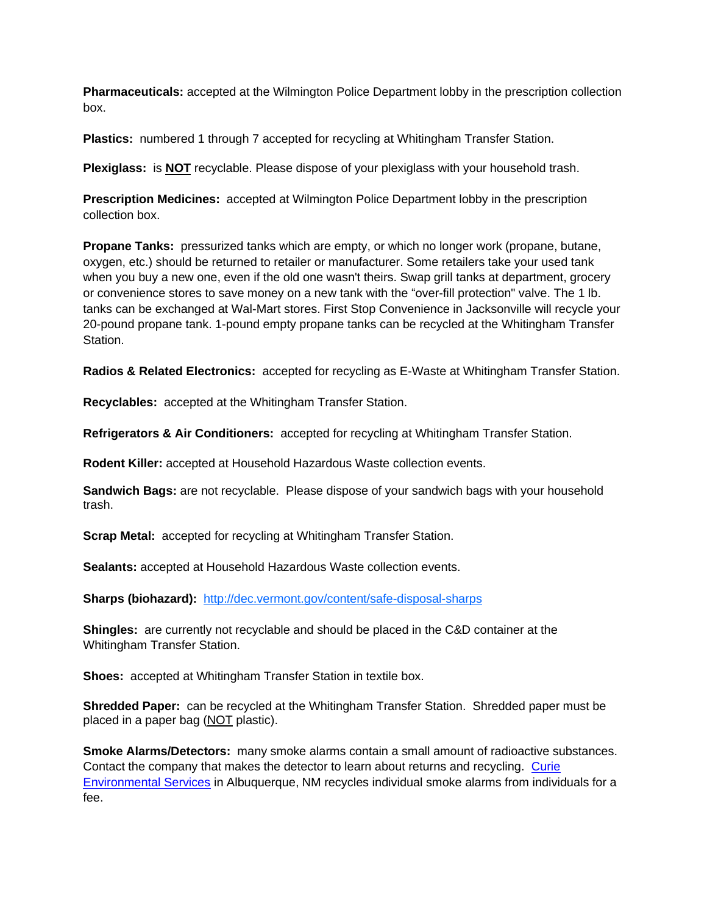**Pharmaceuticals:** accepted at the Wilmington Police Department lobby in the prescription collection box.

**Plastics:** numbered 1 through 7 accepted for recycling at Whitingham Transfer Station.

**Plexiglass:** is **NOT** recyclable. Please dispose of your plexiglass with your household trash.

**Prescription Medicines:** accepted at Wilmington Police Department lobby in the prescription collection box.

**Propane Tanks:** pressurized tanks which are empty, or which no longer work (propane, butane, oxygen, etc.) should be returned to retailer or manufacturer. Some retailers take your used tank when you buy a new one, even if the old one wasn't theirs. Swap grill tanks at department, grocery or convenience stores to save money on a new tank with the "over-fill protection" valve. The 1 lb. tanks can be exchanged at Wal-Mart stores. First Stop Convenience in Jacksonville will recycle your 20-pound propane tank. 1-pound empty propane tanks can be recycled at the Whitingham Transfer Station.

**Radios & Related Electronics:** accepted for recycling as E-Waste at Whitingham Transfer Station.

**Recyclables:** accepted at the Whitingham Transfer Station.

**Refrigerators & Air Conditioners:** accepted for recycling at Whitingham Transfer Station.

**Rodent Killer:** accepted at Household Hazardous Waste collection events.

**Sandwich Bags:** are not recyclable. Please dispose of your sandwich bags with your household trash.

**Scrap Metal:** accepted for recycling at Whitingham Transfer Station.

**Sealants:** accepted at Household Hazardous Waste collection events.

**Sharps (biohazard):** [http://dec.vermont.gov/content/safe-disposal-sharps](http://dec.vermont.gov/content/safe-disposal-sharps)

**Shingles:** are currently not recyclable and should be placed in the C&D container at the Whitingham Transfer Station.

**Shoes:** accepted at Whitingham Transfer Station in textile box.

**Shredded Paper:** can be recycled at the Whitingham Transfer Station. Shredded paper must be placed in a paper bag (NOT plastic).

**Smoke Alarms/Detectors:** many smoke alarms contain a small amount of radioactive substances. Contact the company that makes the detector to learn about returns and recycling. Curie Environmental Services in Albuquerque, NM recycles individual smoke alarms from individuals for a fee.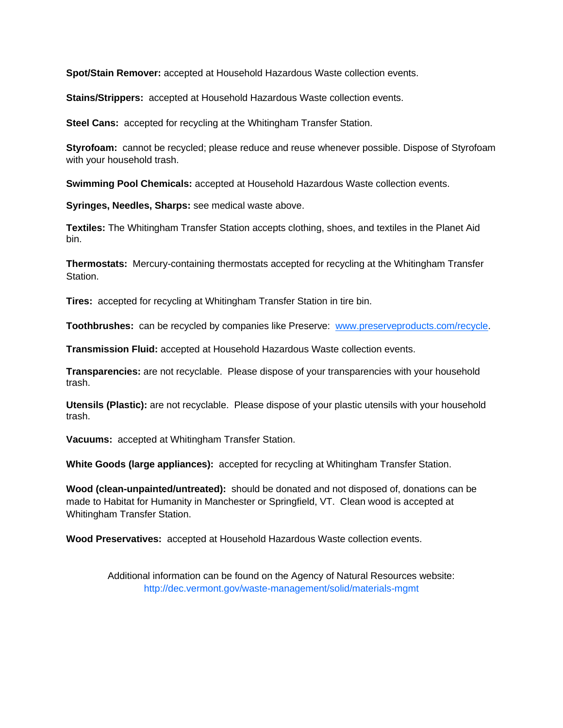**Spot/Stain Remover:** accepted at Household Hazardous Waste collection events.

**Stains/Strippers:** accepted at Household Hazardous Waste collection events.

**Steel Cans:** accepted for recycling at the Whitingham Transfer Station.

**Styrofoam:** cannot be recycled; please reduce and reuse whenever possible. Dispose of Styrofoam with your household trash.

**Swimming Pool Chemicals:** accepted at Household Hazardous Waste collection events.

**Syringes, Needles, Sharps:** see medical waste above.

**Textiles:** The Whitingham Transfer Station accepts clothing, shoes, and textiles in the Planet Aid bin.

**Thermostats:** Mercury-containing thermostats accepted for recycling at the Whitingham Transfer Station.

**Tires:** accepted for recycling at Whitingham Transfer Station in tire bin.

**Toothbrushes:** can be recycled by companies like Preserve: [www.preserveproducts.com/recycle](http://www.preserveproducts.com/recycle).

**Transmission Fluid:** accepted at Household Hazardous Waste collection events.

**Transparencies:** are not recyclable. Please dispose of your transparencies with your household trash.

**Utensils (Plastic):** are not recyclable. Please dispose of your plastic utensils with your household trash.

**Vacuums:** accepted at Whitingham Transfer Station.

**White Goods (large appliances):** accepted for recycling at Whitingham Transfer Station.

**Wood (clean-unpainted/untreated):** should be donated and not disposed of, donations can be made to Habitat for Humanity in Manchester or Springfield, VT. Clean wood is accepted at Whitingham Transfer Station.

**Wood Preservatives:** accepted at Household Hazardous Waste collection events.

Additional information can be found on the Agency of Natural Resources website: http://dec.vermont.gov/waste-management/solid/materials-mgmt